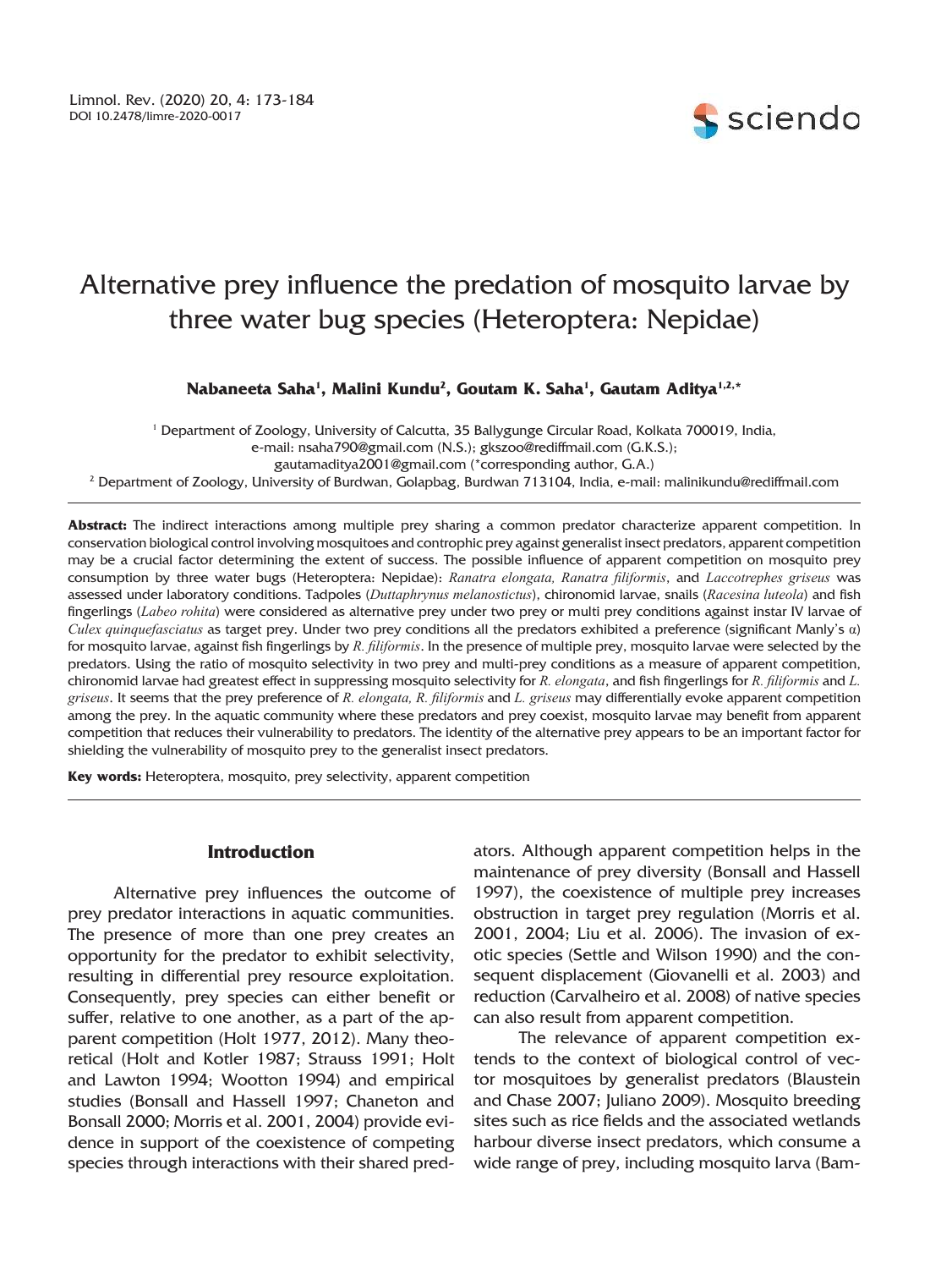# Alternative prey influence the predation of mosquito larvae by three water bug species (Heteroptera: Nepidae)

**Nabaneeta Saha[1], Malini Kundu[2], Goutam K. Saha[1], Gautam Aditya[1,2,*]**

[1] Department of Zoology, University of Calcutta, 35 Ballygunge Circular Road, Kolkata 700019, India, e-mail: nsaha790@gmail.com (N.S.); gkszoo@rediffmail.com (G.K.S.); gautamaditya2001@gmail.com (*corresponding author, G.A.)

[2] Department of Zoology, University of Burdwan, Golapbag, Burdwan 713104, India, e-mail: malinikundu@rediffmail.com

**Abstract:** The indirect interactions among multiple prey sharing a common predator characterize apparent competition. In conservation biological control involving mosquitoes and controphic prey against generalist insect predators, apparent competition may be a crucial factor determining the extent of success. The possible influence of apparent competition on mosquito prey consumption by three water bugs (Heteroptera: Nepidae): *Ranatra elongata, Ranatra filiformis*, and *Laccotrephes griseus* was assessed under laboratory conditions. Tadpoles (*Duttaphrynus melanostictus*), chironomid larvae, snails (*Racesina luteola*) and fish fingerlings (*Labeo rohita*) were considered as alternative prey under two prey or multi prey conditions against instar IV larvae of *Culex quinquefasciatus* as target prey. Under two prey conditions all the predators exhibited a preference (significant Manly's α) for mosquito larvae, against fish fingerlings by *R. filiformis*. In the presence of multiple prey, mosquito larvae were selected by the predators. Using the ratio of mosquito selectivity in two prey and multi-prey conditions as a measure of apparent competition, chironomid larvae had greatest effect in suppressing mosquito selectivity for *R. elongata*, and fish fingerlings for *R. filiformis* and *L. griseus*. It seems that the prey preference of *R. elongata, R. filiformis* and *L. griseus* may differentially evoke apparent competition among the prey. In the aquatic community where these predators and prey coexist, mosquito larvae may benefit from apparent competition that reduces their vulnerability to predators. The identity of the alternative prey appears to be an important factor for shielding the vulnerability of mosquito prey to the generalist insect predators.

**Key words:** Heteroptera, mosquito, prey selectivity, apparent competition

## Introduction

Alternative prey influences the outcome of prey predator interactions in aquatic communities. The presence of more than one prey creates an opportunity for the predator to exhibit selectivity, resulting in differential prey resource exploitation. Consequently, prey species can either benefit or suffer, relative to one another, as a part of the apparent competition (Holt 1977, 2012). Many theoretical (Holt and Kotler 1987; Strauss 1991; Holt and Lawton 1994; Wootton 1994) and empirical studies (Bonsall and Hassell 1997; Chaneton and Bonsall 2000; Morris et al. 2001, 2004) provide evidence in support of the coexistence of competing species through interactions with their shared predators. Although apparent competition helps in the maintenance of prey diversity (Bonsall and Hassell 1997), the coexistence of multiple prey increases obstruction in target prey regulation (Morris et al. 2001, 2004; Liu et al. 2006). The invasion of exotic species (Settle and Wilson 1990) and the consequent displacement (Giovanelli et al. 2003) and reduction (Carvalheiro et al. 2008) of native species can also result from apparent competition.

The relevance of apparent competition extends to the context of biological control of vector mosquitoes by generalist predators (Blaustein and Chase 2007; Juliano 2009). Mosquito breeding sites such as rice fields and the associated wetlands harbour diverse insect predators, which consume a wide range of prey, including mosquito larva (Bam-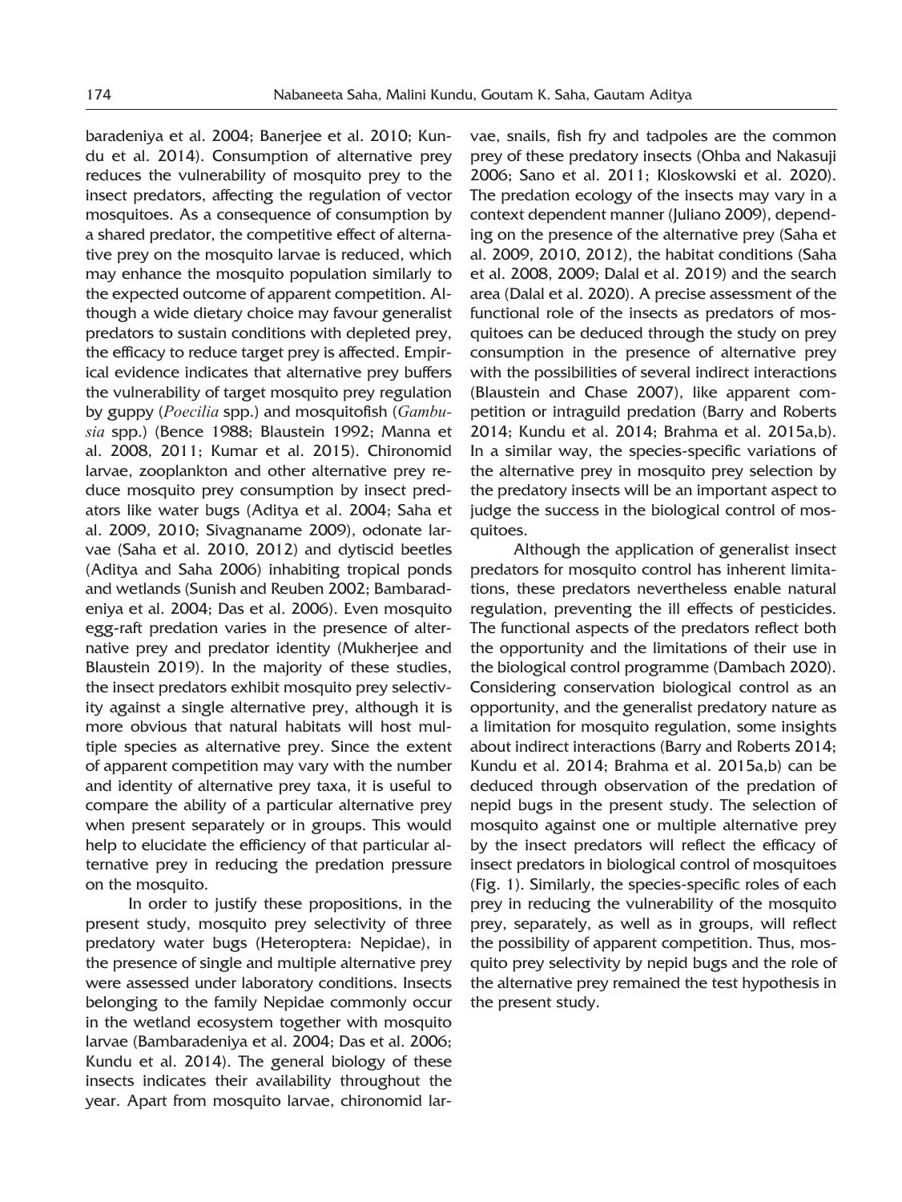baradeniya et al. 2004; Banerjee et al. 2010; Kundu et al. 2014). Consumption of alternative prey reduces the vulnerability of mosquito prey to the insect predators, affecting the regulation of vector mosquitoes. As a consequence of consumption by a shared predator, the competitive effect of alternative prey on the mosquito larvae is reduced, which may enhance the mosquito population similarly to the expected outcome of apparent competition. Although a wide dietary choice may favour generalist predators to sustain conditions with depleted prey, the efficacy to reduce target prey is affected. Empirical evidence indicates that alternative prey buffers the vulnerability of target mosquito prey regulation by guppy (*Poecilia* spp.) and mosquitofish (*Gambusia* spp.) (Bence 1988; Blaustein 1992; Manna et al. 2008, 2011; Kumar et al. 2015). Chironomid larvae, zooplankton and other alternative prey reduce mosquito prey consumption by insect predators like water bugs (Aditya et al. 2004; Saha et al. 2009, 2010; Sivagnaname 2009), odonate larvae (Saha et al. 2010, 2012) and dytiscid beetles (Aditya and Saha 2006) inhabiting tropical ponds and wetlands (Sunish and Reuben 2002; Bambaradeniya et al. 2004; Das et al. 2006). Even mosquito egg-raft predation varies in the presence of alternative prey and predator identity (Mukherjee and Blaustein 2019). In the majority of these studies, the insect predators exhibit mosquito prey selectivity against a single alternative prey, although it is more obvious that natural habitats will host multiple species as alternative prey. Since the extent of apparent competition may vary with the number and identity of alternative prey taxa, it is useful to compare the ability of a particular alternative prey when present separately or in groups. This would help to elucidate the efficiency of that particular alternative prey in reducing the predation pressure on the mosquito.

In order to justify these propositions, in the present study, mosquito prey selectivity of three predatory water bugs (Heteroptera: Nepidae), in the presence of single and multiple alternative prey were assessed under laboratory conditions. Insects belonging to the family Nepidae commonly occur in the wetland ecosystem together with mosquito larvae (Bambaradeniya et al. 2004; Das et al. 2006; Kundu et al. 2014). The general biology of these insects indicates their availability throughout the year. Apart from mosquito larvae, chironomid larvae, snails, fish fry and tadpoles are the common prey of these predatory insects (Ohba and Nakasuji 2006; Sano et al. 2011; Kloskowski et al. 2020). The predation ecology of the insects may vary in a context dependent manner (Juliano 2009), depending on the presence of the alternative prey (Saha et al. 2009, 2010, 2012), the habitat conditions (Saha et al. 2008, 2009; Dalal et al. 2019) and the search area (Dalal et al. 2020). A precise assessment of the functional role of the insects as predators of mosquitoes can be deduced through the study on prey consumption in the presence of alternative prey with the possibilities of several indirect interactions (Blaustein and Chase 2007), like apparent competition or intraguild predation (Barry and Roberts 2014; Kundu et al. 2014; Brahma et al. 2015a,b). In a similar way, the species-specific variations of the alternative prey in mosquito prey selection by the predatory insects will be an important aspect to judge the success in the biological control of mosquitoes.

Although the application of generalist insect predators for mosquito control has inherent limitations, these predators nevertheless enable natural regulation, preventing the ill effects of pesticides. The functional aspects of the predators reflect both the opportunity and the limitations of their use in the biological control programme (Dambach 2020). Considering conservation biological control as an opportunity, and the generalist predatory nature as a limitation for mosquito regulation, some insights about indirect interactions (Barry and Roberts 2014; Kundu et al. 2014; Brahma et al. 2015a,b) can be deduced through observation of the predation of nepid bugs in the present study. The selection of mosquito against one or multiple alternative prey by the insect predators will reflect the efficacy of insect predators in biological control of mosquitoes (Fig. 1). Similarly, the species-specific roles of each prey in reducing the vulnerability of the mosquito prey, separately, as well as in groups, will reflect the possibility of apparent competition. Thus, mosquito prey selectivity by nepid bugs and the role of the alternative prey remained the test hypothesis in the present study.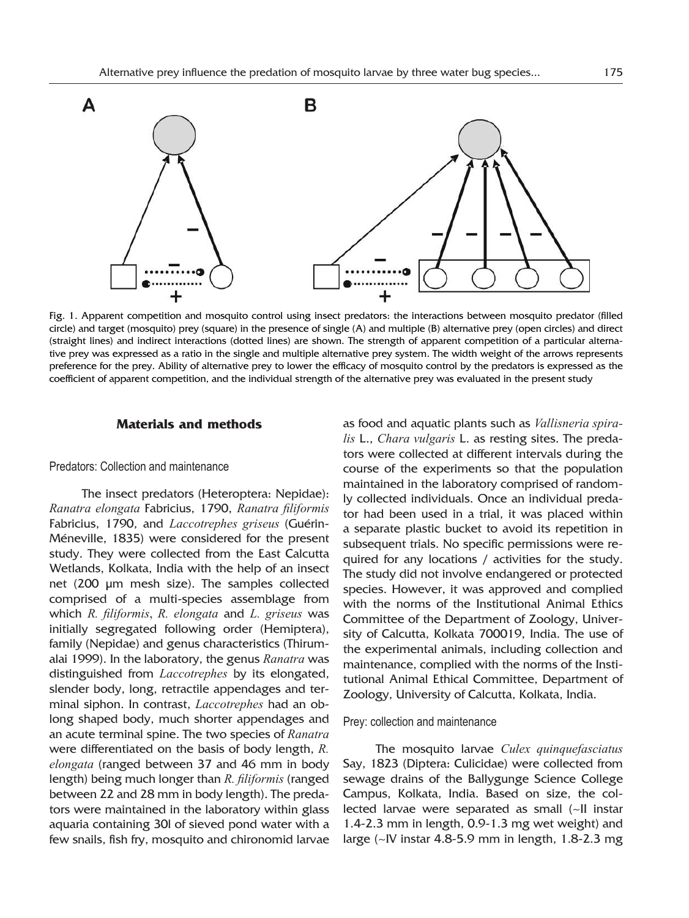Fig. 1. Apparent competition and mosquito control using insect predators: the interactions between mosquito predator (filled circle) and target (mosquito) prey (square) in the presence of single (A) and multiple (B) alternative prey (open circles) and direct (straight lines) and indirect interactions (dotted lines) are shown. The strength of apparent competition of a particular alternative prey was expressed as a ratio in the single and multiple alternative prey system. The width weight of the arrows represents preference for the prey. Ability of alternative prey to lower the efficacy of mosquito control by the predators is expressed as the coefficient of apparent competition, and the individual strength of the alternative prey was evaluated in the present study

## Materials and methods

### Predators: Collection and maintenance

The insect predators (Heteroptera: Nepidae): *Ranatra elongata* Fabricius, 1790, *Ranatra filiformis* Fabricius, 1790, and *Laccotrephes griseus* (Guérin-Méneville, 1835) were considered for the present study. They were collected from the East Calcutta Wetlands, Kolkata, India with the help of an insect net (200 µm mesh size). The samples collected comprised of a multi-species assemblage from which *R. filiformis*, *R. elongata* and *L. griseus* was initially segregated following order (Hemiptera), family (Nepidae) and genus characteristics (Thirumalai 1999). In the laboratory, the genus *Ranatra* was distinguished from *Laccotrephes* by its elongated, slender body, long, retractile appendages and terminal siphon. In contrast, *Laccotrephes* had an oblong shaped body, much shorter appendages and an acute terminal spine. The two species of *Ranatra* were differentiated on the basis of body length, *R. elongata* (ranged between 37 and 46 mm in body length) being much longer than *R. filiformis* (ranged between 22 and 28 mm in body length). The predators were maintained in the laboratory within glass aquaria containing 30l of sieved pond water with a few snails, fish fry, mosquito and chironomid larvae as food and aquatic plants such as *Vallisneria spiralis* L., *Chara vulgaris* L. as resting sites. The predators were collected at different intervals during the course of the experiments so that the population maintained in the laboratory comprised of randomly collected individuals. Once an individual predator had been used in a trial, it was placed within a separate plastic bucket to avoid its repetition in subsequent trials. No specific permissions were required for any locations / activities for the study. The study did not involve endangered or protected species. However, it was approved and complied with the norms of the Institutional Animal Ethics Committee of the Department of Zoology, University of Calcutta, Kolkata 700019, India. The use of the experimental animals, including collection and maintenance, complied with the norms of the Institutional Animal Ethical Committee, Department of Zoology, University of Calcutta, Kolkata, India.

### Prey: collection and maintenance

The mosquito larvae *Culex quinquefasciatus* Say, 1823 (Diptera: Culicidae) were collected from sewage drains of the Ballygunge Science College Campus, Kolkata, India. Based on size, the collected larvae were separated as small (~II instar 1.4-2.3 mm in length, 0.9-1.3 mg wet weight) and large (~IV instar 4.8-5.9 mm in length, 1.8-2.3 mg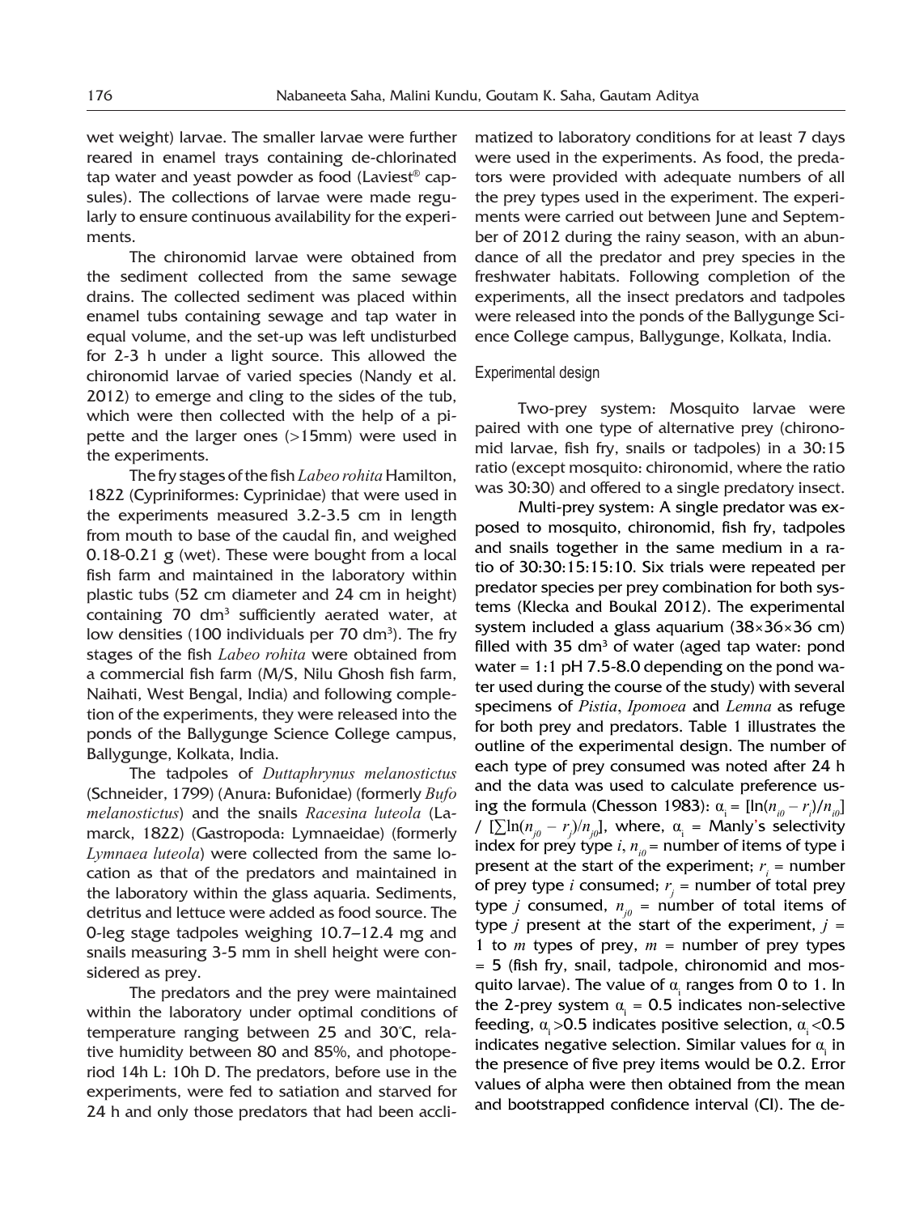wet weight) larvae. The smaller larvae were further reared in enamel trays containing de-chlorinated tap water and yeast powder as food (Laviest® capsules). The collections of larvae were made regularly to ensure continuous availability for the experiments.

The chironomid larvae were obtained from the sediment collected from the same sewage drains. The collected sediment was placed within enamel tubs containing sewage and tap water in equal volume, and the set-up was left undisturbed for 2-3 h under a light source. This allowed the chironomid larvae of varied species (Nandy et al. 2012) to emerge and cling to the sides of the tub, which were then collected with the help of a pipette and the larger ones (>15mm) were used in the experiments.

The fry stages of the fish *Labeo rohita* Hamilton, 1822 (Cypriniformes: Cyprinidae) that were used in the experiments measured 3.2-3.5 cm in length from mouth to base of the caudal fin, and weighed 0.18-0.21 g (wet). These were bought from a local fish farm and maintained in the laboratory within plastic tubs (52 cm diameter and 24 cm in height) containing 70 $dm^3$ sufficiently aerated water, at low densities (100 individuals per 70 $dm^3$). The fry stages of the fish *Labeo rohita* were obtained from a commercial fish farm (M/S, Nilu Ghosh fish farm, Naihati, West Bengal, India) and following completion of the experiments, they were released into the ponds of the Ballygunge Science College campus, Ballygunge, Kolkata, India.

The tadpoles of *Duttaphrynus melanostictus* (Schneider, 1799) (Anura: Bufonidae) (formerly *Bufo melanostictus*) and the snails *Racesina luteola* (Lamarck, 1822) (Gastropoda: Lymnaeidae) (formerly *Lymnaea luteola*) were collected from the same location as that of the predators and maintained in the laboratory within the glass aquaria. Sediments, detritus and lettuce were added as food source. The 0-leg stage tadpoles weighing 10.7–12.4 mg and snails measuring 3-5 mm in shell height were considered as prey.

The predators and the prey were maintained within the laboratory under optimal conditions of temperature ranging between 25 and 30°C, relative humidity between 80 and 85%, and photoperiod 14h L: 10h D. The predators, before use in the experiments, were fed to satiation and starved for 24 h and only those predators that had been acclimatized to laboratory conditions for at least 7 days were used in the experiments. As food, the predators were provided with adequate numbers of all the prey types used in the experiment. The experiments were carried out between June and September of 2012 during the rainy season, with an abundance of all the predator and prey species in the freshwater habitats. Following completion of the experiments, all the insect predators and tadpoles were released into the ponds of the Ballygunge Science College campus, Ballygunge, Kolkata, India.

### Experimental design

Two-prey system: Mosquito larvae were paired with one type of alternative prey (chironomid larvae, fish fry, snails or tadpoles) in a 30:15 ratio (except mosquito: chironomid, where the ratio was 30:30) and offered to a single predatory insect.

Multi-prey system: A single predator was exposed to mosquito, chironomid, fish fry, tadpoles and snails together in the same medium in a ratio of 30:30:15:15:10. Six trials were repeated per predator species per prey combination for both systems (Klecka and Boukal 2012). The experimental system included a glass aquarium (38×36×36 cm) filled with 35 $dm^3$ of water (aged tap water: pond water = 1:1 pH 7.5-8.0 depending on the pond water used during the course of the study) with several specimens of *Pistia*, *Ipomoea* and *Lemna* as refuge for both prey and predators. Table 1 illustrates the outline of the experimental design. The number of each type of prey consumed was noted after 24 h and the data was used to calculate preference using the formula (Chesson 1983): $\alpha_i = [\ln(n_{i0} - r_i)/n_{i0}] / [\sum \ln(n_{j0} - r_j)/n_{j0}]$, where, $\alpha_i$ = Manly's selectivity index for prey type $i$, $n_{i0}$ = number of items of type i present at the start of the experiment; $r_i$ = number of prey type $i$ consumed; $r_j$ = number of total prey type $j$ consumed, $n_{j0}$ = number of total items of type $j$ present at the start of the experiment, $j$ = 1 to $m$ types of prey, $m$ = number of prey types = 5 (fish fry, snail, tadpole, chironomid and mosquito larvae). The value of $\alpha_i$ ranges from 0 to 1. In the 2-prey system $\alpha_i$ = 0.5 indicates non-selective feeding, $\alpha_i$ >0.5 indicates positive selection, $\alpha_i$ <0.5 indicates negative selection. Similar values for $\alpha_i$ in the presence of five prey items would be 0.2. Error values of alpha were then obtained from the mean and bootstrapped confidence interval (CI). The de-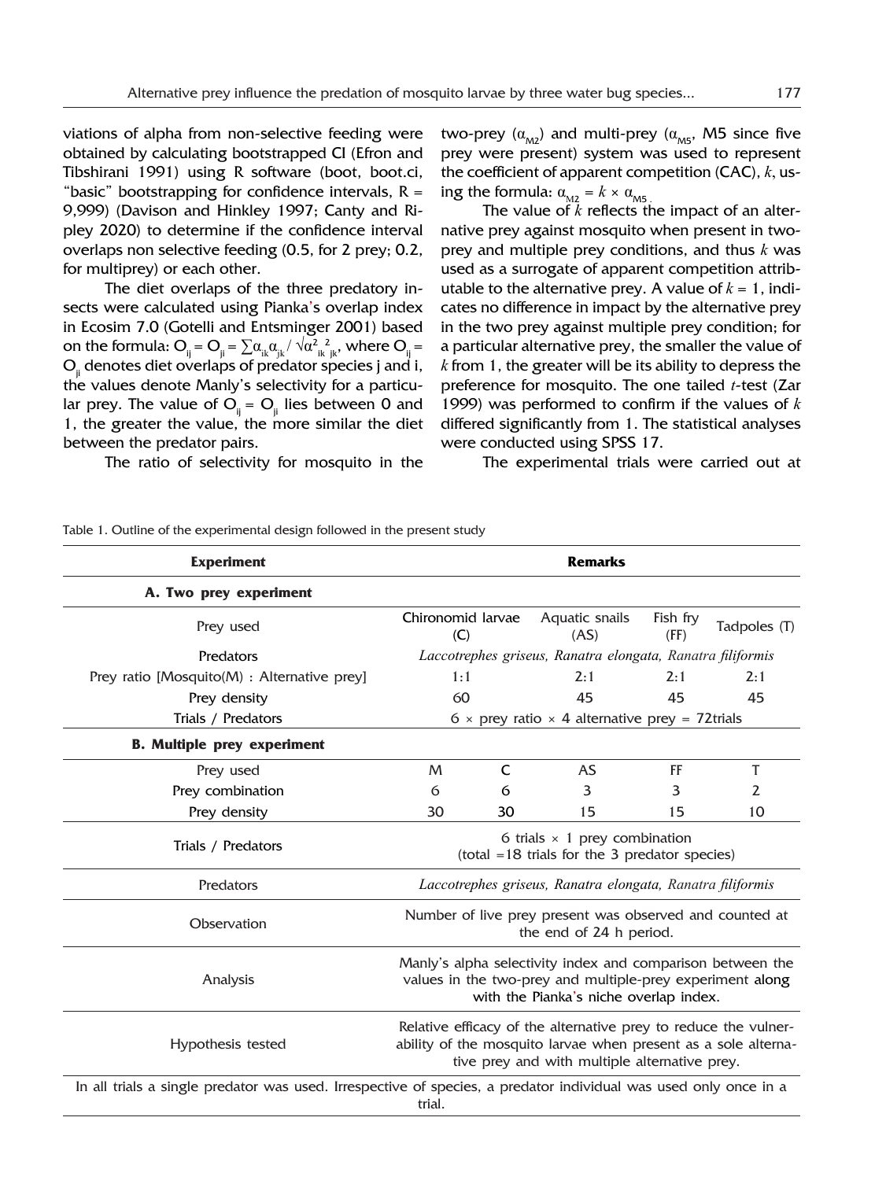viations of alpha from non-selective feeding were obtained by calculating bootstrapped CI (Efron and Tibshirani 1991) using R software (boot, boot.ci, "basic" bootstrapping for confidence intervals, R = 9,999) (Davison and Hinkley 1997; Canty and Ripley 2020) to determine if the confidence interval overlaps non selective feeding (0.5, for 2 prey; 0.2, for multiprey) or each other.

The diet overlaps of the three predatory insects were calculated using Pianka's overlap index in Ecosim 7.0 (Gotelli and Entsminger 2001) based on the formula: $O_{ij} = O_{ji} = \sum \alpha_{ik}\alpha_{jk} / \sqrt{\alpha^2_{ik}\,{}^2_{jk}}$, where $O_{ij} = O_{ji}$ denotes diet overlaps of predator species j and i, the values denote Manly's selectivity for a particular prey. The value of $O_{ij} = O_{ji}$ lies between 0 and 1, the greater the value, the more similar the diet between the predator pairs.

The ratio of selectivity for mosquito in the two-prey ($\alpha_{M2}$) and multi-prey ($\alpha_{M5}$, M5 since five prey were present) system was used to represent the coefficient of apparent competition (CAC), $k$, using the formula: $\alpha_{M2} = k \times \alpha_{M5}$.

The value of $k$ reflects the impact of an alternative prey against mosquito when present in two-prey and multiple prey conditions, and thus $k$ was used as a surrogate of apparent competition attributable to the alternative prey. A value of $k = 1$, indicates no difference in impact by the alternative prey in the two prey against multiple prey condition; for a particular alternative prey, the smaller the value of $k$ from 1, the greater will be its ability to depress the preference for mosquito. The one tailed $t$-test (Zar 1999) was performed to confirm if the values of $k$ differed significantly from 1. The statistical analyses were conducted using SPSS 17.

The experimental trials were carried out at

Table 1. Outline of the experimental design followed in the present study

| **Experiment** | **Remarks** | | | | |
|---|---|---|---|---|---|
| **A. Two prey experiment** | | | | | |
| Prey used | Chironomid larvae (C) | | Aquatic snails (AS) | Fish fry (FF) | Tadpoles (T) |
| Predators | *Laccotrephes griseus, Ranatra elongata, Ranatra filiformis* | | | | |
| Prey ratio [Mosquito(M) : Alternative prey] | 1:1 | | 2:1 | 2:1 | 2:1 |
| Prey density | 60 | | 45 | 45 | 45 |
| Trials / Predators | 6 × prey ratio × 4 alternative prey = 72trials | | | | |
| **B. Multiple prey experiment** | | | | | |
| Prey used | M | C | AS | FF | T |
| Prey combination | 6 | 6 | 3 | 3 | 2 |
| Prey density | 30 | 30 | 15 | 15 | 10 |
| Trials / Predators | 6 trials × 1 prey combination (total =18 trials for the 3 predator species) | | | | |
| Predators | *Laccotrephes griseus, Ranatra elongata, Ranatra filiformis* | | | | |
| Observation | Number of live prey present was observed and counted at the end of 24 h period. | | | | |
| Analysis | Manly's alpha selectivity index and comparison between the values in the two-prey and multiple-prey experiment along with the Pianka's niche overlap index. | | | | |
| Hypothesis tested | Relative efficacy of the alternative prey to reduce the vulnerability of the mosquito larvae when present as a sole alternative prey and with multiple alternative prey. | | | | |

In all trials a single predator was used. Irrespective of species, a predator individual was used only once in a trial.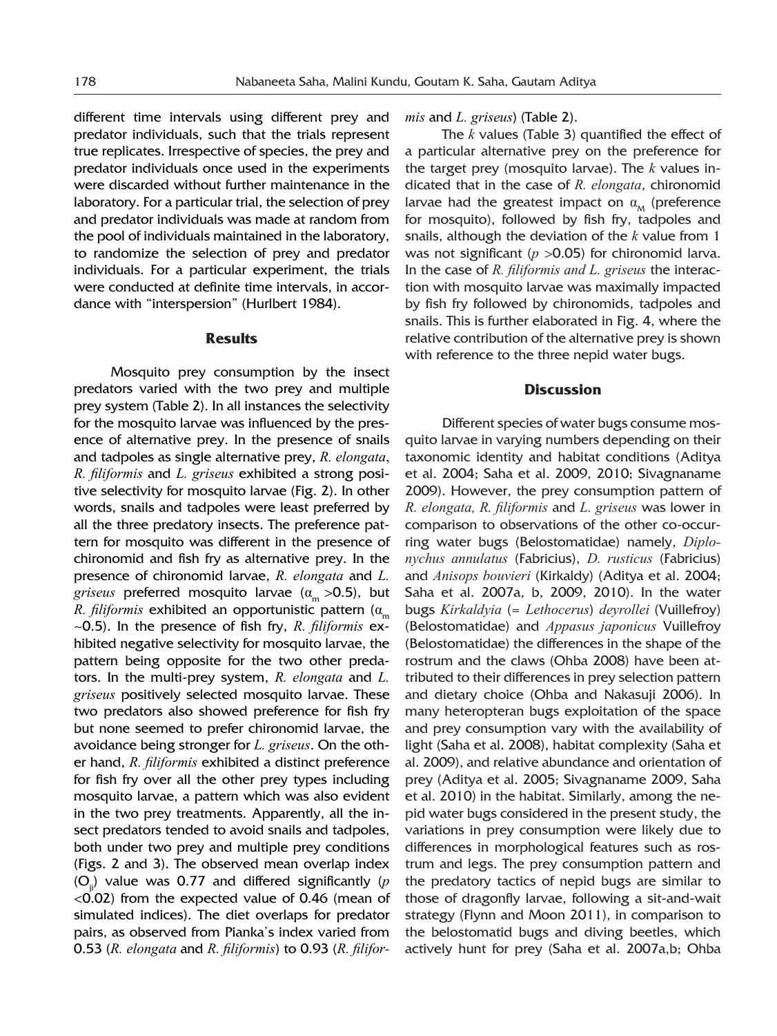different time intervals using different prey and predator individuals, such that the trials represent true replicates. Irrespective of species, the prey and predator individuals once used in the experiments were discarded without further maintenance in the laboratory. For a particular trial, the selection of prey and predator individuals was made at random from the pool of individuals maintained in the laboratory, to randomize the selection of prey and predator individuals. For a particular experiment, the trials were conducted at definite time intervals, in accordance with "interspersion" (Hurlbert 1984).

## Results

Mosquito prey consumption by the insect predators varied with the two prey and multiple prey system (Table 2). In all instances the selectivity for the mosquito larvae was influenced by the presence of alternative prey. In the presence of snails and tadpoles as single alternative prey, *R. elongata*, *R. filiformis* and *L. griseus* exhibited a strong positive selectivity for mosquito larvae (Fig. 2). In other words, snails and tadpoles were least preferred by all the three predatory insects. The preference pattern for mosquito was different in the presence of chironomid and fish fry as alternative prey. In the presence of chironomid larvae, *R. elongata* and *L. griseus* preferred mosquito larvae ($\alpha_m > 0.5$), but *R. filiformis* exhibited an opportunistic pattern ($\alpha_m \sim 0.5$). In the presence of fish fry, *R. filiformis* exhibited negative selectivity for mosquito larvae, the pattern being opposite for the two other predators. In the multi-prey system, *R. elongata* and *L. griseus* positively selected mosquito larvae. These two predators also showed preference for fish fry but none seemed to prefer chironomid larvae, the avoidance being stronger for *L. griseus*. On the other hand, *R. filiformis* exhibited a distinct preference for fish fry over all the other prey types including mosquito larvae, a pattern which was also evident in the two prey treatments. Apparently, all the insect predators tended to avoid snails and tadpoles, both under two prey and multiple prey conditions (Figs. 2 and 3). The observed mean overlap index ($O_{ji}$) value was 0.77 and differed significantly ($p < 0.02$) from the expected value of 0.46 (mean of simulated indices). The diet overlaps for predator pairs, as observed from Pianka's index varied from 0.53 (*R. elongata* and *R. filiformis*) to 0.93 (*R. filiformis* and *L. griseus*) (Table 2).

The $k$ values (Table 3) quantified the effect of a particular alternative prey on the preference for the target prey (mosquito larvae). The $k$ values indicated that in the case of *R. elongata*, chironomid larvae had the greatest impact on $\alpha_M$ (preference for mosquito), followed by fish fry, tadpoles and snails, although the deviation of the $k$ value from 1 was not significant ($p > 0.05$) for chironomid larva. In the case of *R. filiformis and L. griseus* the interaction with mosquito larvae was maximally impacted by fish fry followed by chironomids, tadpoles and snails. This is further elaborated in Fig. 4, where the relative contribution of the alternative prey is shown with reference to the three nepid water bugs.

## Discussion

Different species of water bugs consume mosquito larvae in varying numbers depending on their taxonomic identity and habitat conditions (Aditya et al. 2004; Saha et al. 2009, 2010; Sivagnaname 2009). However, the prey consumption pattern of *R. elongata, R. filiformis* and *L. griseus* was lower in comparison to observations of the other co-occurring water bugs (Belostomatidae) namely, *Diplonychus annulatus* (Fabricius), *D. rusticus* (Fabricius) and *Anisops bouvieri* (Kirkaldy) (Aditya et al. 2004; Saha et al. 2007a, b, 2009, 2010). In the water bugs *Kirkaldyia* (= *Lethocerus*) *deyrollei* (Vuillefroy) (Belostomatidae) and *Appasus japonicus* Vuillefroy (Belostomatidae) the differences in the shape of the rostrum and the claws (Ohba 2008) have been attributed to their differences in prey selection pattern and dietary choice (Ohba and Nakasuji 2006). In many heteropteran bugs exploitation of the space and prey consumption vary with the availability of light (Saha et al. 2008), habitat complexity (Saha et al. 2009), and relative abundance and orientation of prey (Aditya et al. 2005; Sivagnaname 2009, Saha et al. 2010) in the habitat. Similarly, among the nepid water bugs considered in the present study, the variations in prey consumption were likely due to differences in morphological features such as rostrum and legs. The prey consumption pattern and the predatory tactics of nepid bugs are similar to those of dragonfly larvae, following a sit-and-wait strategy (Flynn and Moon 2011), in comparison to the belostomatid bugs and diving beetles, which actively hunt for prey (Saha et al. 2007a,b; Ohba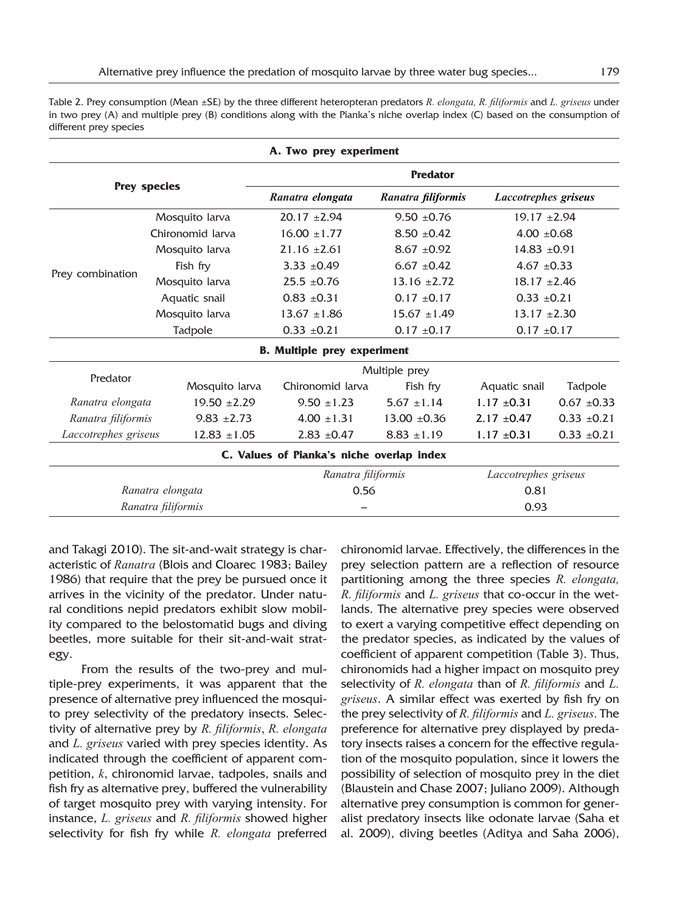Table 2. Prey consumption (Mean ±SE) by the three different heteropteran predators *R. elongata, R. filiformis* and *L. griseus* under in two prey (A) and multiple prey (B) conditions along with the Pianka's niche overlap index (C) based on the consumption of different prey species

**A. Two prey experiment**

| Prey species | | *Ranatra elongata* | *Ranatra filiformis* | *Laccotrephes griseus* |
|---|---|---|---|---|
| Prey combination | Mosquito larva | 20.17 ±2.94 | 9.50 ±0.76 | 19.17 ±2.94 |
| | Chironomid larva | 16.00 ±1.77 | 8.50 ±0.42 | 4.00 ±0.68 |
| | Mosquito larva | 21.16 ±2.61 | 8.67 ±0.92 | 14.83 ±0.91 |
| | Fish fry | 3.33 ±0.49 | 6.67 ±0.42 | 4.67 ±0.33 |
| | Mosquito larva | 25.5 ±0.76 | 13.16 ±2.72 | 18.17 ±2.46 |
| | Aquatic snail | 0.83 ±0.31 | 0.17 ±0.17 | 0.33 ±0.21 |
| | Mosquito larva | 13.67 ±1.86 | 15.67 ±1.49 | 13.17 ±2.30 |
| | Tadpole | 0.33 ±0.21 | 0.17 ±0.17 | 0.17 ±0.17 |

**B. Multiple prey experiment**

| Predator | Mosquito larva | Chironomid larva | Fish fry | Aquatic snail | Tadpole |
|---|---|---|---|---|---|
| *Ranatra elongata* | 19.50 ±2.29 | 9.50 ±1.23 | 5.67 ±1.14 | 1.17 ±0.31 | 0.67 ±0.33 |
| *Ranatra filiformis* | 9.83 ±2.73 | 4.00 ±1.31 | 13.00 ±0.36 | 2.17 ±0.47 | 0.33 ±0.21 |
| *Laccotrephes griseus* | 12.83 ±1.05 | 2.83 ±0.47 | 8.83 ±1.19 | 1.17 ±0.31 | 0.33 ±0.21 |

**C. Values of Pianka's niche overlap index**

| | *Ranatra filiformis* | *Laccotrephes griseus* |
|---|---|---|
| *Ranatra elongata* | 0.56 | 0.81 |
| *Ranatra filiformis* | – | 0.93 |

and Takagi 2010). The sit-and-wait strategy is characteristic of *Ranatra* (Blois and Cloarec 1983; Bailey 1986) that require that the prey be pursued once it arrives in the vicinity of the predator. Under natural conditions nepid predators exhibit slow mobility compared to the belostomatid bugs and diving beetles, more suitable for their sit-and-wait strategy.

From the results of the two-prey and multiple-prey experiments, it was apparent that the presence of alternative prey influenced the mosquito prey selectivity of the predatory insects. Selectivity of alternative prey by *R. filiformis*, *R. elongata* and *L. griseus* varied with prey species identity. As indicated through the coefficient of apparent competition, *k*, chironomid larvae, tadpoles, snails and fish fry as alternative prey, buffered the vulnerability of target mosquito prey with varying intensity. For instance, *L. griseus* and *R. filiformis* showed higher selectivity for fish fry while *R. elongata* preferred chironomid larvae. Effectively, the differences in the prey selection pattern are a reflection of resource partitioning among the three species *R. elongata, R. filiformis* and *L. griseus* that co-occur in the wetlands. The alternative prey species were observed to exert a varying competitive effect depending on the predator species, as indicated by the values of coefficient of apparent competition (Table 3). Thus, chironomids had a higher impact on mosquito prey selectivity of *R. elongata* than of *R. filiformis* and *L. griseus*. A similar effect was exerted by fish fry on the prey selectivity of *R. filiformis* and *L. griseus*. The preference for alternative prey displayed by predatory insects raises a concern for the effective regulation of the mosquito population, since it lowers the possibility of selection of mosquito prey in the diet (Blaustein and Chase 2007; Juliano 2009). Although alternative prey consumption is common for generalist predatory insects like odonate larvae (Saha et al. 2009), diving beetles (Aditya and Saha 2006),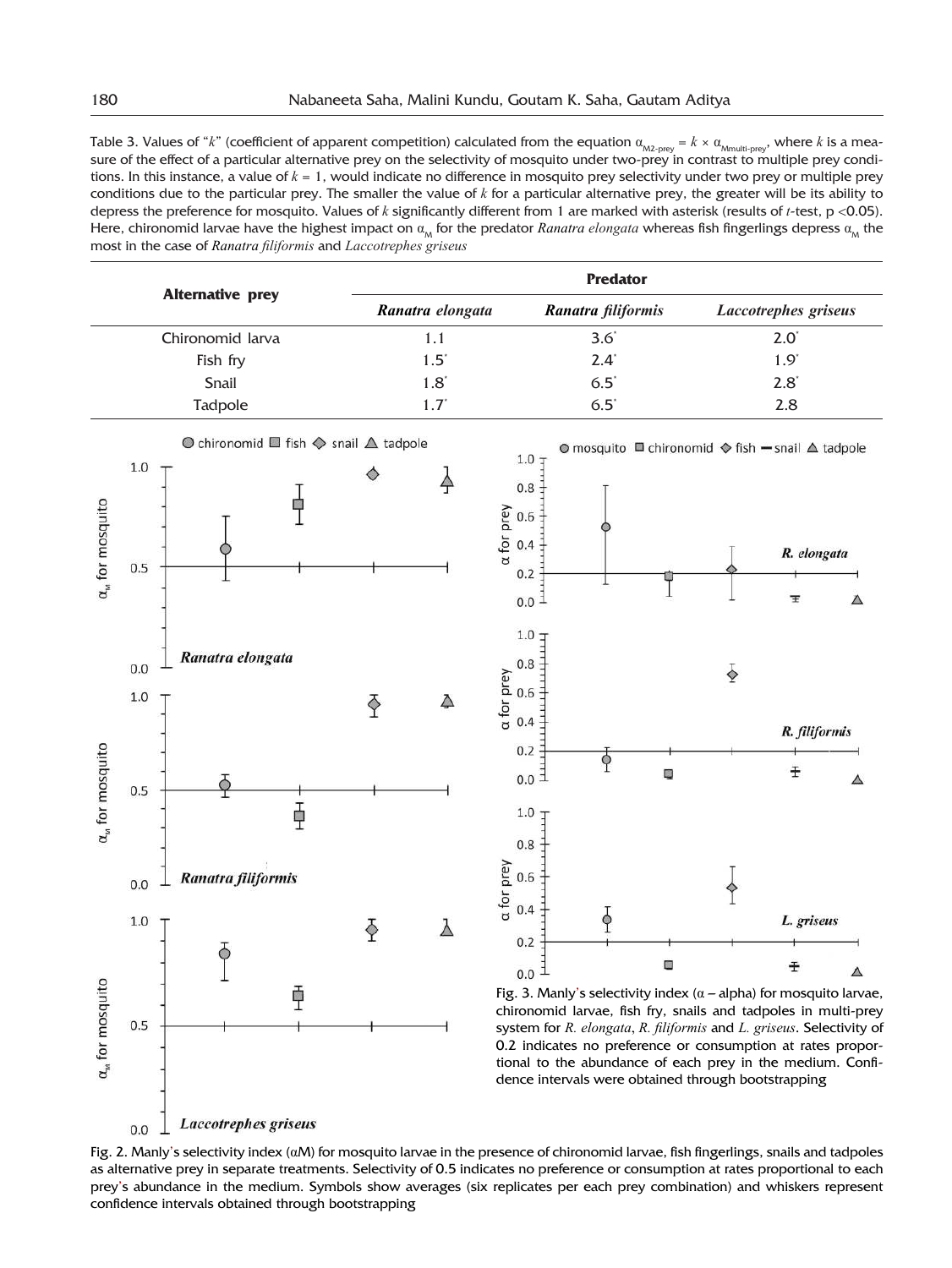Table 3. Values of "$k$" (coefficient of apparent competition) calculated from the equation $\alpha_{M2\text{-prey}} = k \times \alpha_{M\text{multi-prey}}$, where $k$ is a measure of the effect of a particular alternative prey on the selectivity of mosquito under two-prey in contrast to multiple prey conditions. In this instance, a value of $k = 1$, would indicate no difference in mosquito prey selectivity under two prey or multiple prey conditions due to the particular prey. The smaller the value of $k$ for a particular alternative prey, the greater will be its ability to depress the preference for mosquito. Values of $k$ significantly different from 1 are marked with asterisk (results of $t$-test, $p < 0.05$). Here, chironomid larvae have the highest impact on $\alpha_M$ for the predator *Ranatra elongata* whereas fish fingerlings depress $\alpha_M$ the most in the case of *Ranatra filiformis* and *Laccotrephes griseus*

| Alternative prey | Predator | | |
|---|---|---|---|
| | *Ranatra elongata* | *Ranatra filiformis* | *Laccotrephes griseus* |
| Chironomid larva | 1.1 | 3.6* | 2.0* |
| Fish fry | 1.5* | 2.4* | 1.9* |
| Snail | 1.8* | 6.5* | 2.8* |
| Tadpole | 1.7* | 6.5* | 2.8 |

Fig. 2. Manly's selectivity index ($\alpha$M) for mosquito larvae in the presence of chironomid larvae, fish fingerlings, snails and tadpoles as alternative prey in separate treatments. Selectivity of 0.5 indicates no preference or consumption at rates proportional to each prey's abundance in the medium. Symbols show averages (six replicates per each prey combination) and whiskers represent confidence intervals obtained through bootstrapping

Fig. 3. Manly's selectivity index ($\alpha$ – alpha) for mosquito larvae, chironomid larvae, fish fry, snails and tadpoles in multi-prey system for *R. elongata*, *R. filiformis* and *L. griseus*. Selectivity of 0.2 indicates no preference or consumption at rates proportional to the abundance of each prey in the medium. Confidence intervals were obtained through bootstrapping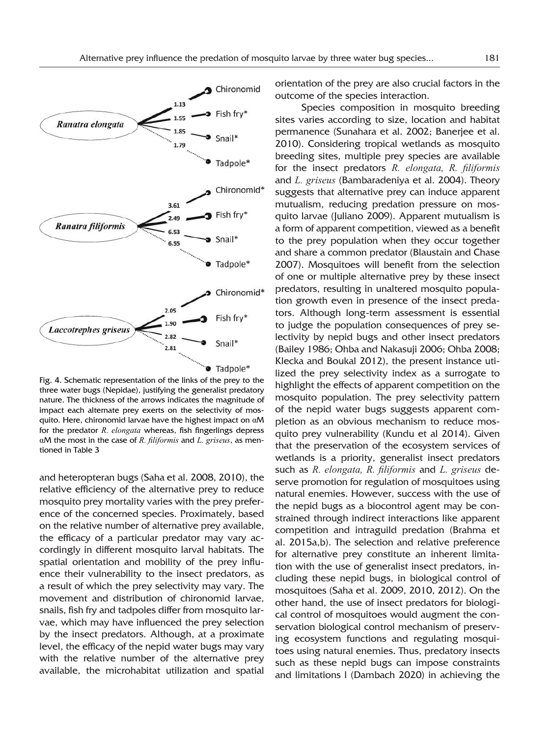Fig. 4. Schematic representation of the links of the prey to the three water bugs (Nepidae), justifying the generalist predatory nature. The thickness of the arrows indicates the magnitude of impact each alternate prey exerts on the selectivity of mosquito. Here, chironomid larvae have the highest impact on αM for the predator *R. elongata* whereas, fish fingerlings depress αM the most in the case of *R. filiformis* and *L. griseus*, as mentioned in Table 3

and heteropteran bugs (Saha et al. 2008, 2010), the relative efficiency of the alternative prey to reduce mosquito prey mortality varies with the prey preference of the concerned species. Proximately, based on the relative number of alternative prey available, the efficacy of a particular predator may vary accordingly in different mosquito larval habitats. The spatial orientation and mobility of the prey influence their vulnerability to the insect predators, as a result of which the prey selectivity may vary. The movement and distribution of chironomid larvae, snails, fish fry and tadpoles differ from mosquito larvae, which may have influenced the prey selection by the insect predators. Although, at a proximate level, the efficacy of the nepid water bugs may vary with the relative number of the alternative prey available, the microhabitat utilization and spatial orientation of the prey are also crucial factors in the outcome of the species interaction.

Species composition in mosquito breeding sites varies according to size, location and habitat permanence (Sunahara et al. 2002; Banerjee et al. 2010). Considering tropical wetlands as mosquito breeding sites, multiple prey species are available for the insect predators *R. elongata, R. filiformis* and *L. griseus* (Bambaradeniya et al. 2004). Theory suggests that alternative prey can induce apparent mutualism, reducing predation pressure on mosquito larvae (Juliano 2009). Apparent mutualism is a form of apparent competition, viewed as a benefit to the prey population when they occur together and share a common predator (Blaustain and Chase 2007). Mosquitoes will benefit from the selection of one or multiple alternative prey by these insect predators, resulting in unaltered mosquito population growth even in presence of the insect predators. Although long-term assessment is essential to judge the population consequences of prey selectivity by nepid bugs and other insect predators (Bailey 1986; Ohba and Nakasuji 2006; Ohba 2008; Klecka and Boukal 2012), the present instance utilized the prey selectivity index as a surrogate to highlight the effects of apparent competition on the mosquito population. The prey selectivity pattern of the nepid water bugs suggests apparent completion as an obvious mechanism to reduce mosquito prey vulnerability (Kundu et al 2014). Given that the preservation of the ecosystem services of wetlands is a priority, generalist insect predators such as *R. elongata, R. filiformis* and *L. griseus* deserve promotion for regulation of mosquitoes using natural enemies. However, success with the use of the nepid bugs as a biocontrol agent may be constrained through indirect interactions like apparent competition and intraguild predation (Brahma et al. 2015a,b). The selection and relative preference for alternative prey constitute an inherent limitation with the use of generalist insect predators, including these nepid bugs, in biological control of mosquitoes (Saha et al. 2009, 2010, 2012). On the other hand, the use of insect predators for biological control of mosquitoes would augment the conservation biological control mechanism of preserving ecosystem functions and regulating mosquitoes using natural enemies. Thus, predatory insects such as these nepid bugs can impose constraints and limitations l (Dambach 2020) in achieving the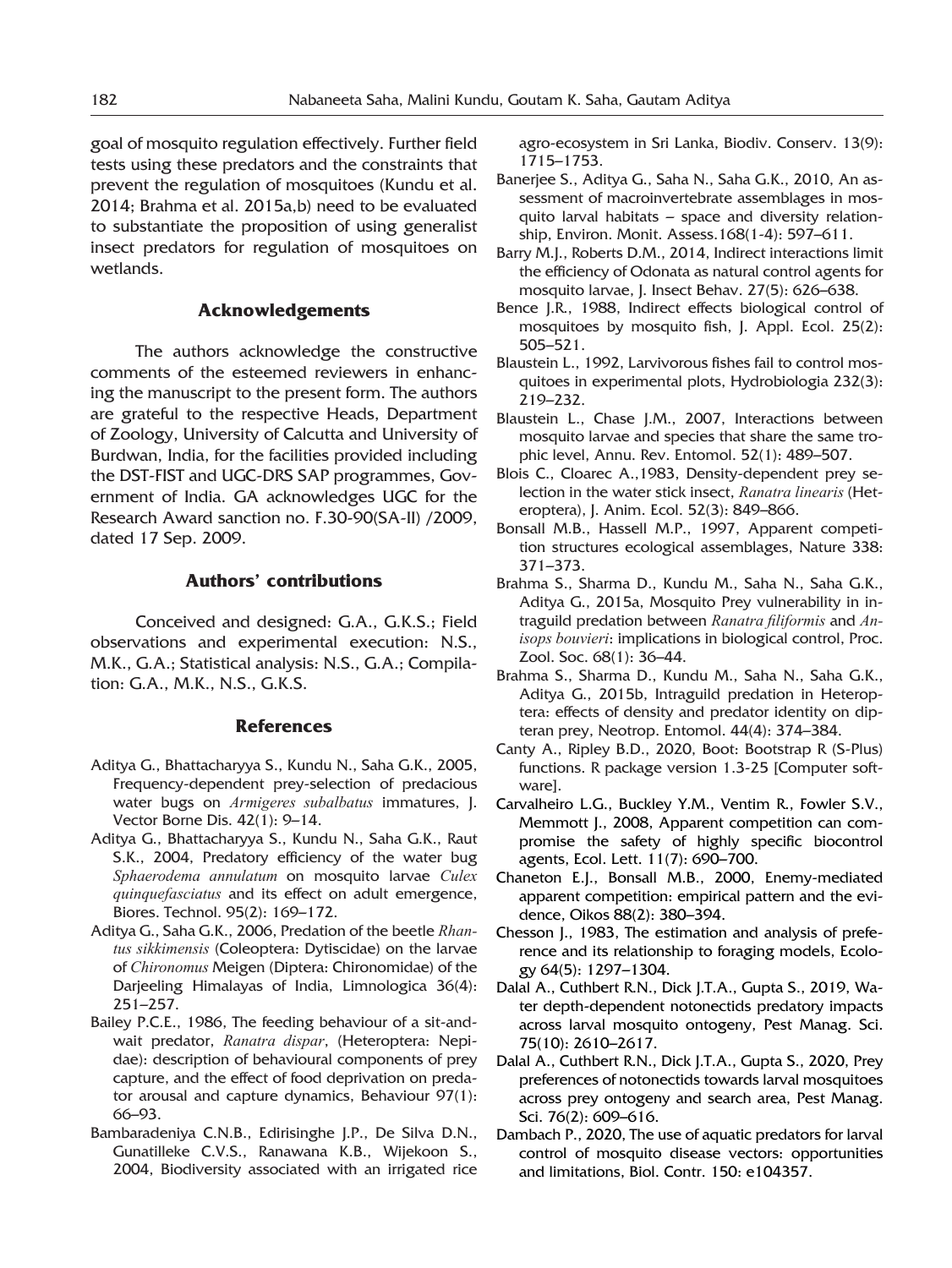goal of mosquito regulation effectively. Further field tests using these predators and the constraints that prevent the regulation of mosquitoes (Kundu et al. 2014; Brahma et al. 2015a,b) need to be evaluated to substantiate the proposition of using generalist insect predators for regulation of mosquitoes on wetlands.

## Acknowledgements

The authors acknowledge the constructive comments of the esteemed reviewers in enhancing the manuscript to the present form. The authors are grateful to the respective Heads, Department of Zoology, University of Calcutta and University of Burdwan, India, for the facilities provided including the DST-FIST and UGC-DRS SAP programmes, Government of India. GA acknowledges UGC for the Research Award sanction no. F.30-90(SA-II) /2009, dated 17 Sep. 2009.

## Authors' contributions

Conceived and designed: G.A., G.K.S.; Field observations and experimental execution: N.S., M.K., G.A.; Statistical analysis: N.S., G.A.; Compilation: G.A., M.K., N.S., G.K.S.

## References

Aditya G., Bhattacharyya S., Kundu N., Saha G.K., 2005, Frequency-dependent prey-selection of predacious water bugs on *Armigeres subalbatus* immatures, J. Vector Borne Dis. 42(1): 9–14.

Aditya G., Bhattacharyya S., Kundu N., Saha G.K., Raut S.K., 2004, Predatory efficiency of the water bug *Sphaerodema annulatum* on mosquito larvae *Culex quinquefasciatus* and its effect on adult emergence, Biores. Technol. 95(2): 169–172.

Aditya G., Saha G.K., 2006, Predation of the beetle *Rhantus sikkimensis* (Coleoptera: Dytiscidae) on the larvae of *Chironomus* Meigen (Diptera: Chironomidae) of the Darjeeling Himalayas of India, Limnologica 36(4): 251–257.

Bailey P.C.E., 1986, The feeding behaviour of a sit-and-wait predator, *Ranatra dispar*, (Heteroptera: Nepidae): description of behavioural components of prey capture, and the effect of food deprivation on predator arousal and capture dynamics, Behaviour 97(1): 66–93.

Bambaradeniya C.N.B., Edirisinghe J.P., De Silva D.N., Gunatilleke C.V.S., Ranawana K.B., Wijekoon S., 2004, Biodiversity associated with an irrigated rice agro-ecosystem in Sri Lanka, Biodiv. Conserv. 13(9): 1715–1753.

Banerjee S., Aditya G., Saha N., Saha G.K., 2010, An assessment of macroinvertebrate assemblages in mosquito larval habitats – space and diversity relationship, Environ. Monit. Assess.168(1-4): 597–611.

Barry M.J., Roberts D.M., 2014, Indirect interactions limit the efficiency of Odonata as natural control agents for mosquito larvae, J. Insect Behav. 27(5): 626–638.

Bence J.R., 1988, Indirect effects biological control of mosquitoes by mosquito fish, J. Appl. Ecol. 25(2): 505–521.

Blaustein L., 1992, Larvivorous fishes fail to control mosquitoes in experimental plots, Hydrobiologia 232(3): 219–232.

Blaustein L., Chase J.M., 2007, Interactions between mosquito larvae and species that share the same trophic level, Annu. Rev. Entomol. 52(1): 489–507.

Blois C., Cloarec A.,1983, Density-dependent prey selection in the water stick insect, *Ranatra linearis* (Heteroptera), J. Anim. Ecol. 52(3): 849–866.

Bonsall M.B., Hassell M.P., 1997, Apparent competition structures ecological assemblages, Nature 338: 371–373.

Brahma S., Sharma D., Kundu M., Saha N., Saha G.K., Aditya G., 2015a, Mosquito Prey vulnerability in intraguild predation between *Ranatra filiformis* and *Anisops bouvieri*: implications in biological control, Proc. Zool. Soc. 68(1): 36–44.

Brahma S., Sharma D., Kundu M., Saha N., Saha G.K., Aditya G., 2015b, Intraguild predation in Heteroptera: effects of density and predator identity on dipteran prey, Neotrop. Entomol. 44(4): 374–384.

Canty A., Ripley B.D., 2020, Boot: Bootstrap R (S-Plus) functions. R package version 1.3-25 [Computer software].

Carvalheiro L.G., Buckley Y.M., Ventim R., Fowler S.V., Memmott J., 2008, Apparent competition can compromise the safety of highly specific biocontrol agents, Ecol. Lett. 11(7): 690–700.

Chaneton E.J., Bonsall M.B., 2000, Enemy-mediated apparent competition: empirical pattern and the evidence, Oikos 88(2): 380–394.

Chesson J., 1983, The estimation and analysis of preference and its relationship to foraging models, Ecology 64(5): 1297–1304.

Dalal A., Cuthbert R.N., Dick J.T.A., Gupta S., 2019, Water depth-dependent notonectids predatory impacts across larval mosquito ontogeny, Pest Manag. Sci. 75(10): 2610–2617.

Dalal A., Cuthbert R.N., Dick J.T.A., Gupta S., 2020, Prey preferences of notonectids towards larval mosquitoes across prey ontogeny and search area, Pest Manag. Sci. 76(2): 609–616.

Dambach P., 2020, The use of aquatic predators for larval control of mosquito disease vectors: opportunities and limitations, Biol. Contr. 150: e104357.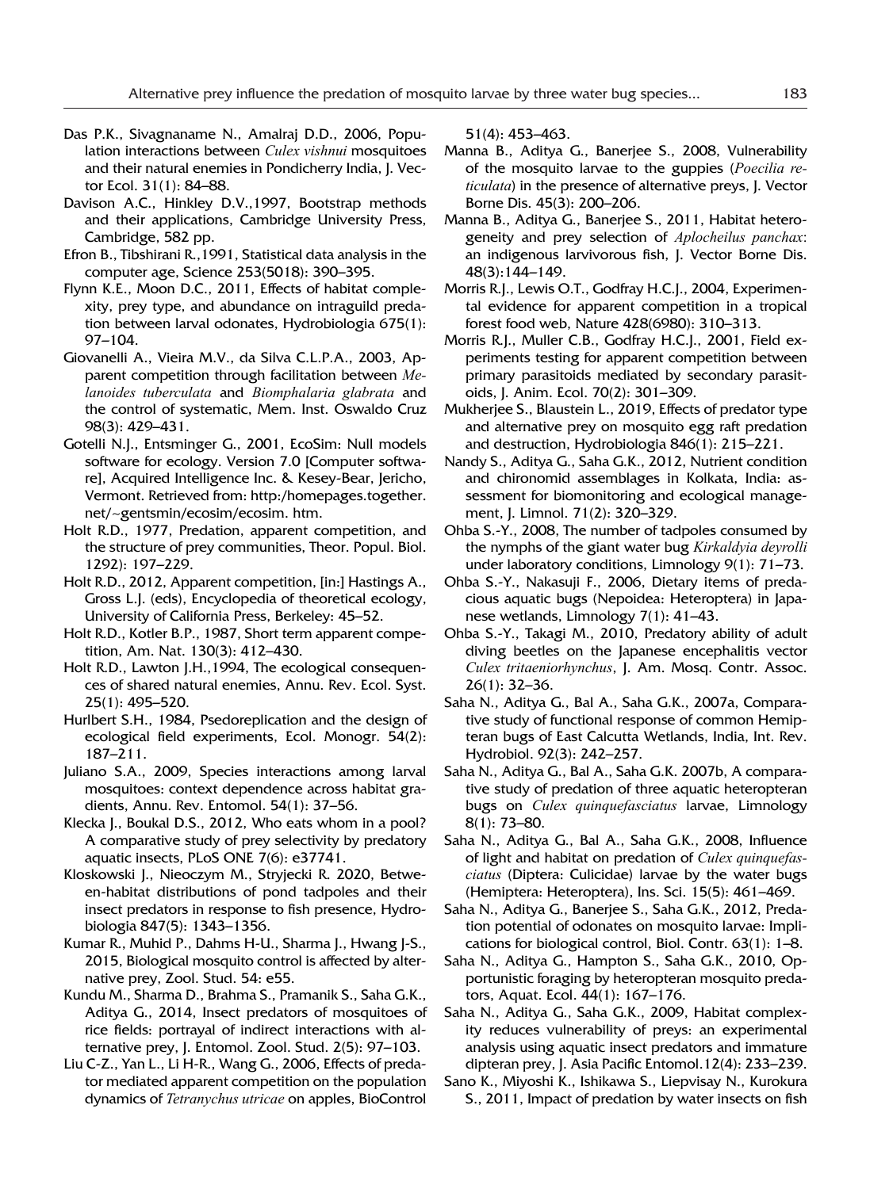Das P.K., Sivagnaname N., Amalraj D.D., 2006, Population interactions between *Culex vishnui* mosquitoes and their natural enemies in Pondicherry India, J. Vector Ecol. 31(1): 84–88.

Davison A.C., Hinkley D.V.,1997, Bootstrap methods and their applications, Cambridge University Press, Cambridge, 582 pp.

Efron B., Tibshirani R.,1991, Statistical data analysis in the computer age, Science 253(5018): 390–395.

Flynn K.E., Moon D.C., 2011, Effects of habitat complexity, prey type, and abundance on intraguild predation between larval odonates, Hydrobiologia 675(1): 97–104.

Giovanelli A., Vieira M.V., da Silva C.L.P.A., 2003, Apparent competition through facilitation between *Melanoides tuberculata* and *Biomphalaria glabrata* and the control of systematic, Mem. Inst. Oswaldo Cruz 98(3): 429–431.

Gotelli N.J., Entsminger G., 2001, EcoSim: Null models software for ecology. Version 7.0 [Computer software], Acquired Intelligence Inc. & Kesey-Bear, Jericho, Vermont. Retrieved from: http:/homepages.together.net/~gentsmin/ecosim/ecosim. htm.

Holt R.D., 1977, Predation, apparent competition, and the structure of prey communities, Theor. Popul. Biol. 1292): 197–229.

Holt R.D., 2012, Apparent competition, [in:] Hastings A., Gross L.J. (eds), Encyclopedia of theoretical ecology, University of California Press, Berkeley: 45–52.

Holt R.D., Kotler B.P., 1987, Short term apparent competition, Am. Nat. 130(3): 412–430.

Holt R.D., Lawton J.H.,1994, The ecological consequences of shared natural enemies, Annu. Rev. Ecol. Syst. 25(1): 495–520.

Hurlbert S.H., 1984, Psedoreplication and the design of ecological field experiments, Ecol. Monogr. 54(2): 187–211.

Juliano S.A., 2009, Species interactions among larval mosquitoes: context dependence across habitat gradients, Annu. Rev. Entomol. 54(1): 37–56.

Klecka J., Boukal D.S., 2012, Who eats whom in a pool? A comparative study of prey selectivity by predatory aquatic insects, PLoS ONE 7(6): e37741.

Kloskowski J., Nieoczym M., Stryjecki R. 2020, Between-habitat distributions of pond tadpoles and their insect predators in response to fish presence, Hydrobiologia 847(5): 1343–1356.

Kumar R., Muhid P., Dahms H-U., Sharma J., Hwang J-S., 2015, Biological mosquito control is affected by alternative prey, Zool. Stud. 54: e55.

Kundu M., Sharma D., Brahma S., Pramanik S., Saha G.K., Aditya G., 2014, Insect predators of mosquitoes of rice fields: portrayal of indirect interactions with alternative prey, J. Entomol. Zool. Stud. 2(5): 97–103.

Liu C-Z., Yan L., Li H-R., Wang G., 2006, Effects of predator mediated apparent competition on the population dynamics of *Tetranychus utricae* on apples, BioControl 51(4): 453–463.

Manna B., Aditya G., Banerjee S., 2008, Vulnerability of the mosquito larvae to the guppies (*Poecilia reticulata*) in the presence of alternative preys, J. Vector Borne Dis. 45(3): 200–206.

Manna B., Aditya G., Banerjee S., 2011, Habitat heterogeneity and prey selection of *Aplocheilus panchax*: an indigenous larvivorous fish, J. Vector Borne Dis. 48(3):144–149.

Morris R.J., Lewis O.T., Godfray H.C.J., 2004, Experimental evidence for apparent competition in a tropical forest food web, Nature 428(6980): 310–313.

Morris R.J., Muller C.B., Godfray H.C.J., 2001, Field experiments testing for apparent competition between primary parasitoids mediated by secondary parasitoids, J. Anim. Ecol. 70(2): 301–309.

Mukherjee S., Blaustein L., 2019, Effects of predator type and alternative prey on mosquito egg raft predation and destruction, Hydrobiologia 846(1): 215–221.

Nandy S., Aditya G., Saha G.K., 2012, Nutrient condition and chironomid assemblages in Kolkata, India: assessment for biomonitoring and ecological management, J. Limnol. 71(2): 320–329.

Ohba S.-Y., 2008, The number of tadpoles consumed by the nymphs of the giant water bug *Kirkaldyia deyrolli* under laboratory conditions, Limnology 9(1): 71–73.

Ohba S.-Y., Nakasuji F., 2006, Dietary items of predacious aquatic bugs (Nepoidea: Heteroptera) in Japanese wetlands, Limnology 7(1): 41–43.

Ohba S.-Y., Takagi M., 2010, Predatory ability of adult diving beetles on the Japanese encephalitis vector *Culex tritaeniorhynchus*, J. Am. Mosq. Contr. Assoc. 26(1): 32–36.

Saha N., Aditya G., Bal A., Saha G.K., 2007a, Comparative study of functional response of common Hemipteran bugs of East Calcutta Wetlands, India, Int. Rev. Hydrobiol. 92(3): 242–257.

Saha N., Aditya G., Bal A., Saha G.K. 2007b, A comparative study of predation of three aquatic heteropteran bugs on *Culex quinquefasciatus* larvae, Limnology 8(1): 73–80.

Saha N., Aditya G., Bal A., Saha G.K., 2008, Influence of light and habitat on predation of *Culex quinquefasciatus* (Diptera: Culicidae) larvae by the water bugs (Hemiptera: Heteroptera), Ins. Sci. 15(5): 461–469.

Saha N., Aditya G., Banerjee S., Saha G.K., 2012, Predation potential of odonates on mosquito larvae: Implications for biological control, Biol. Contr. 63(1): 1–8.

Saha N., Aditya G., Hampton S., Saha G.K., 2010, Opportunistic foraging by heteropteran mosquito predators, Aquat. Ecol. 44(1): 167–176.

Saha N., Aditya G., Saha G.K., 2009, Habitat complexity reduces vulnerability of preys: an experimental analysis using aquatic insect predators and immature dipteran prey, J. Asia Pacific Entomol.12(4): 233–239.

Sano K., Miyoshi K., Ishikawa S., Liepvisay N., Kurokura S., 2011, Impact of predation by water insects on fish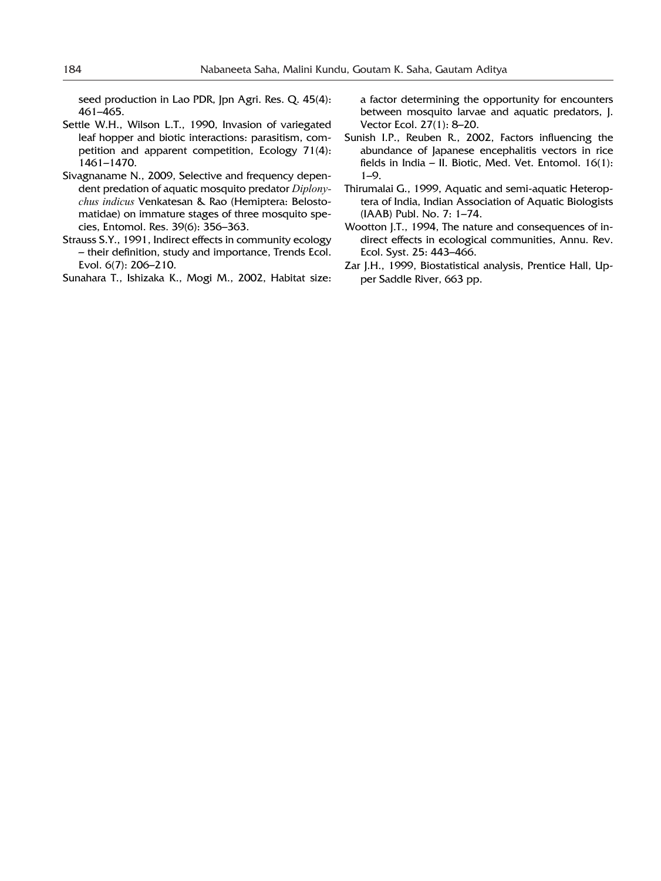seed production in Lao PDR, Jpn Agri. Res. Q. 45(4): 461–465.

Settle W.H., Wilson L.T., 1990, Invasion of variegated leaf hopper and biotic interactions: parasitism, competition and apparent competition, Ecology 71(4): 1461–1470.

Sivagnaname N., 2009, Selective and frequency dependent predation of aquatic mosquito predator *Diplonychus indicus* Venkatesan & Rao (Hemiptera: Belostomatidae) on immature stages of three mosquito species, Entomol. Res. 39(6): 356–363.

Strauss S.Y., 1991, Indirect effects in community ecology – their definition, study and importance, Trends Ecol. Evol. 6(7): 206–210.

Sunahara T., Ishizaka K., Mogi M., 2002, Habitat size: a factor determining the opportunity for encounters between mosquito larvae and aquatic predators, J. Vector Ecol. 27(1): 8–20.

Sunish I.P., Reuben R., 2002, Factors influencing the abundance of Japanese encephalitis vectors in rice fields in India – II. Biotic, Med. Vet. Entomol. 16(1): 1–9.

Thirumalai G., 1999, Aquatic and semi-aquatic Heteroptera of India, Indian Association of Aquatic Biologists (IAAB) Publ. No. 7: 1–74.

Wootton J.T., 1994, The nature and consequences of indirect effects in ecological communities, Annu. Rev. Ecol. Syst. 25: 443–466.

Zar J.H., 1999, Biostatistical analysis, Prentice Hall, Upper Saddle River, 663 pp.